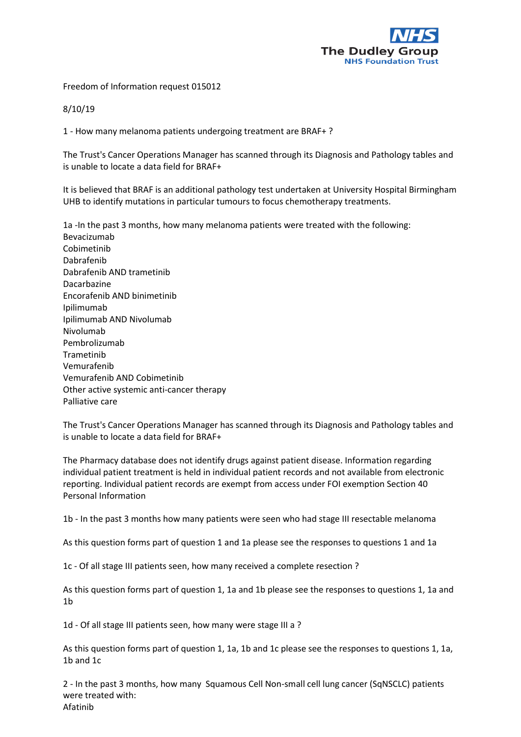The Dudley Group NHS Foundation Trust

Freedom of Information request 015012

8/10/19

1 - How many melanoma patients undergoing treatment are BRAF+ ?

The Trust's Cancer Operations Manager has scanned through its Diagnosis and Pathology tables and is unable to locate a data field for BRAF+

It is believed that BRAF is an additional pathology test undertaken at University Hospital Birmingham UHB to identify mutations in particular tumours to focus chemotherapy treatments.

1a -In the past 3 months, how many melanoma patients were treated with the following:
Bevacizumab
Cobimetinib
Dabrafenib
Dabrafenib AND trametinib
Dacarbazine
Encorafenib AND binimetinib
Ipilimumab
Ipilimumab AND Nivolumab
Nivolumab
Pembrolizumab
Trametinib
Vemurafenib
Vemurafenib AND Cobimetinib
Other active systemic anti-cancer therapy
Palliative care

The Trust's Cancer Operations Manager has scanned through its Diagnosis and Pathology tables and is unable to locate a data field for BRAF+

The Pharmacy database does not identify drugs against patient disease. Information regarding individual patient treatment is held in individual patient records and not available from electronic reporting. Individual patient records are exempt from access under FOI exemption Section 40 Personal Information

1b - In the past 3 months how many patients were seen who had stage III resectable melanoma

As this question forms part of question 1 and 1a please see the responses to questions 1 and 1a

1c - Of all stage III patients seen, how many received a complete resection ?

As this question forms part of question 1, 1a and 1b please see the responses to questions 1, 1a and 1b

1d - Of all stage III patients seen, how many were stage III a ?

As this question forms part of question 1, 1a, 1b and 1c please see the responses to questions 1, 1a, 1b and 1c

2 - In the past 3 months, how many Squamous Cell Non-small cell lung cancer (SqNSCLC) patients were treated with:
Afatinib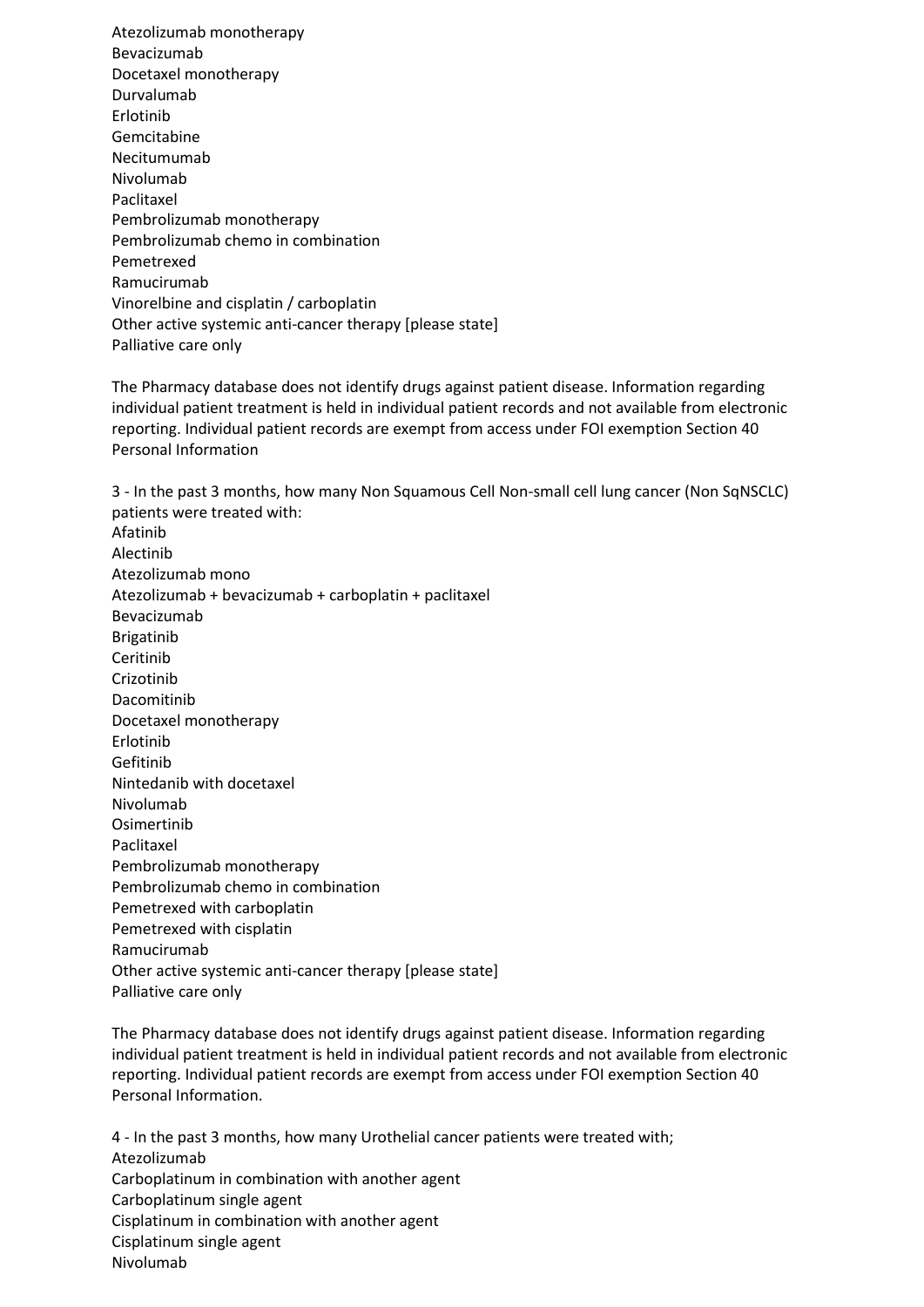Atezolizumab monotherapy
Bevacizumab
Docetaxel monotherapy
Durvalumab
Erlotinib
Gemcitabine
Necitumumab
Nivolumab
Paclitaxel
Pembrolizumab monotherapy
Pembrolizumab chemo in combination
Pemetrexed
Ramucirumab
Vinorelbine and cisplatin / carboplatin
Other active systemic anti-cancer therapy [please state]
Palliative care only

The Pharmacy database does not identify drugs against patient disease. Information regarding individual patient treatment is held in individual patient records and not available from electronic reporting. Individual patient records are exempt from access under FOI exemption Section 40 Personal Information

3 - In the past 3 months, how many Non Squamous Cell Non-small cell lung cancer (Non SqNSCLC) patients were treated with:
Afatinib
Alectinib
Atezolizumab mono
Atezolizumab + bevacizumab + carboplatin + paclitaxel
Bevacizumab
Brigatinib
Ceritinib
Crizotinib
Dacomitinib
Docetaxel monotherapy
Erlotinib
Gefitinib
Nintedanib with docetaxel
Nivolumab
Osimertinib
Paclitaxel
Pembrolizumab monotherapy
Pembrolizumab chemo in combination
Pemetrexed with carboplatin
Pemetrexed with cisplatin
Ramucirumab
Other active systemic anti-cancer therapy [please state]
Palliative care only

The Pharmacy database does not identify drugs against patient disease. Information regarding individual patient treatment is held in individual patient records and not available from electronic reporting. Individual patient records are exempt from access under FOI exemption Section 40 Personal Information.

4 - In the past 3 months, how many Urothelial cancer patients were treated with;
Atezolizumab
Carboplatinum in combination with another agent
Carboplatinum single agent
Cisplatinum in combination with another agent
Cisplatinum single agent
Nivolumab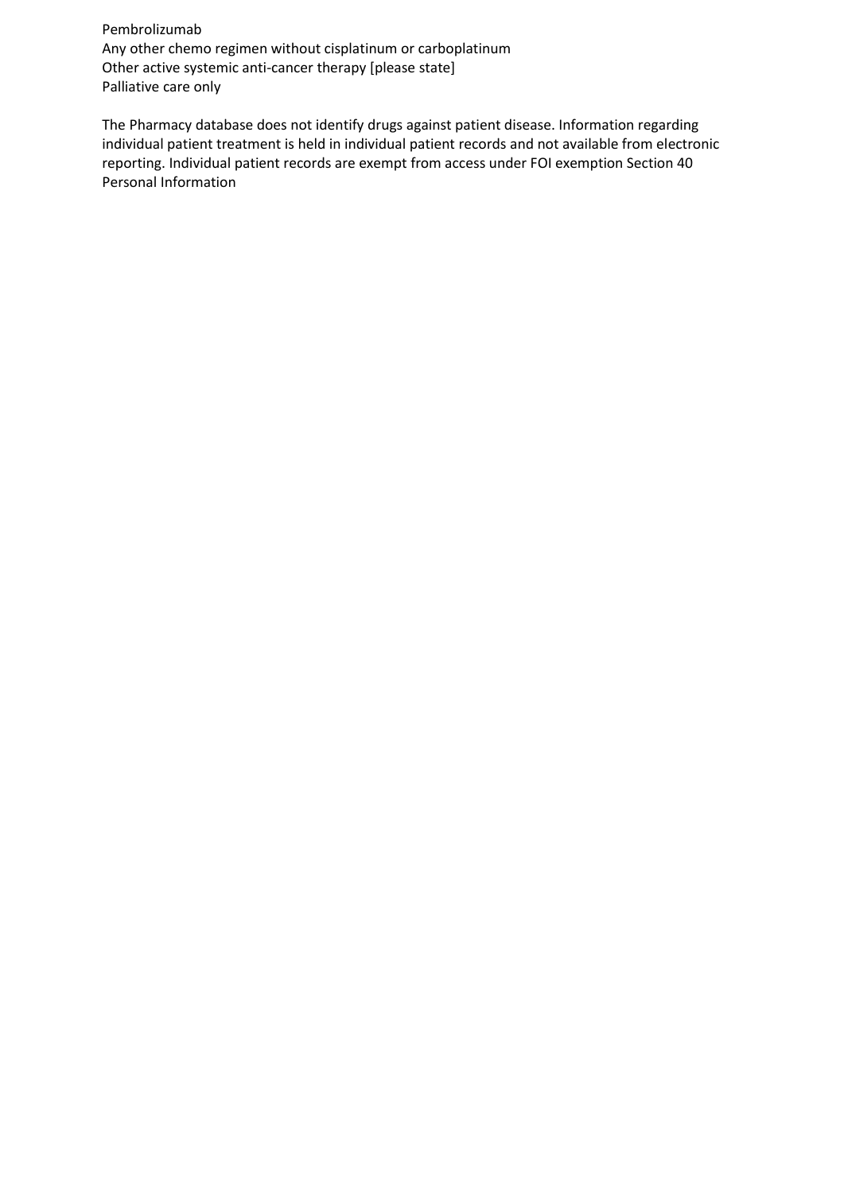Pembrolizumab
Any other chemo regimen without cisplatinum or carboplatinum
Other active systemic anti-cancer therapy [please state]
Palliative care only

The Pharmacy database does not identify drugs against patient disease. Information regarding individual patient treatment is held in individual patient records and not available from electronic reporting. Individual patient records are exempt from access under FOI exemption Section 40 Personal Information